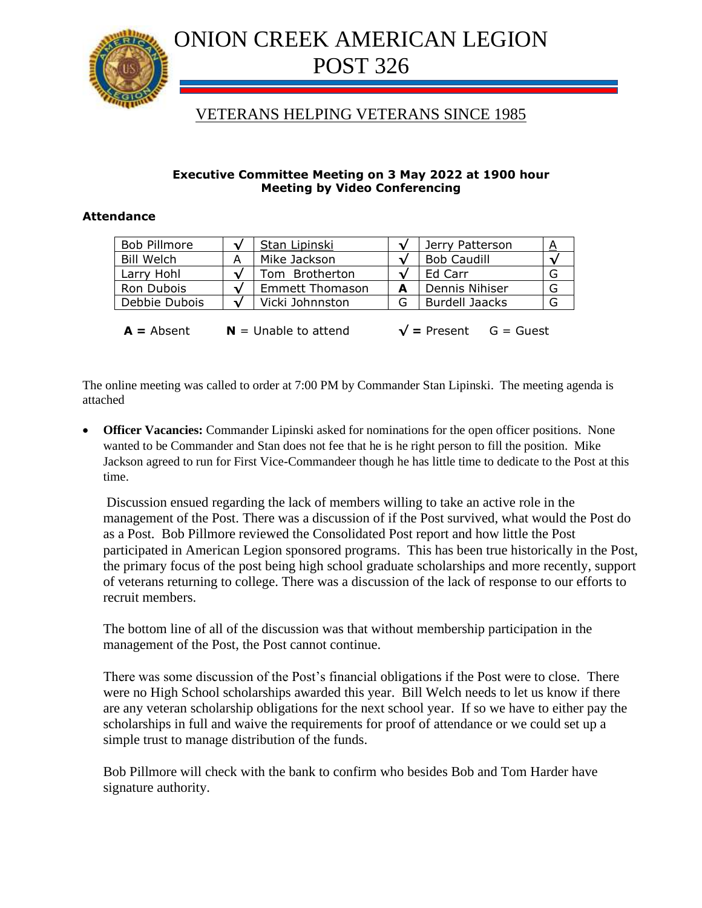# ONION CREEK AMERICAN LEGION POST 326

## VETERANS HELPING VETERANS SINCE 1985

**Executive Committee Meeting on 3 May 2022 at 1900 hour**
**Meeting by Video Conferencing**

**Attendance**

| | | | | | |
|---|---|---|---|---|---|
| Bob Pillmore | √ | Stan Lipinski | √ | Jerry Patterson | A |
| Bill Welch | A | Mike Jackson | √ | Bob Caudill | √ |
| Larry Hohl | √ | Tom Brotherton | √ | Ed Carr | G |
| Ron Dubois | √ | Emmett Thomason | **A** | Dennis Nihiser | G |
| Debbie Dubois | √ | Vicki Johnnston | G | Burdell Jaacks | G |

**A =** Absent **N** = Unable to attend **√ =** Present G = Guest

The online meeting was called to order at 7:00 PM by Commander Stan Lipinski. The meeting agenda is attached

- **Officer Vacancies:** Commander Lipinski asked for nominations for the open officer positions. None wanted to be Commander and Stan does not fee that he is he right person to fill the position. Mike Jackson agreed to run for First Vice-Commandeer though he has little time to dedicate to the Post at this time.

  Discussion ensued regarding the lack of members willing to take an active role in the management of the Post. There was a discussion of if the Post survived, what would the Post do as a Post. Bob Pillmore reviewed the Consolidated Post report and how little the Post participated in American Legion sponsored programs. This has been true historically in the Post, the primary focus of the post being high school graduate scholarships and more recently, support of veterans returning to college. There was a discussion of the lack of response to our efforts to recruit members.

  The bottom line of all of the discussion was that without membership participation in the management of the Post, the Post cannot continue.

  There was some discussion of the Post's financial obligations if the Post were to close. There were no High School scholarships awarded this year. Bill Welch needs to let us know if there are any veteran scholarship obligations for the next school year. If so we have to either pay the scholarships in full and waive the requirements for proof of attendance or we could set up a simple trust to manage distribution of the funds.

  Bob Pillmore will check with the bank to confirm who besides Bob and Tom Harder have signature authority.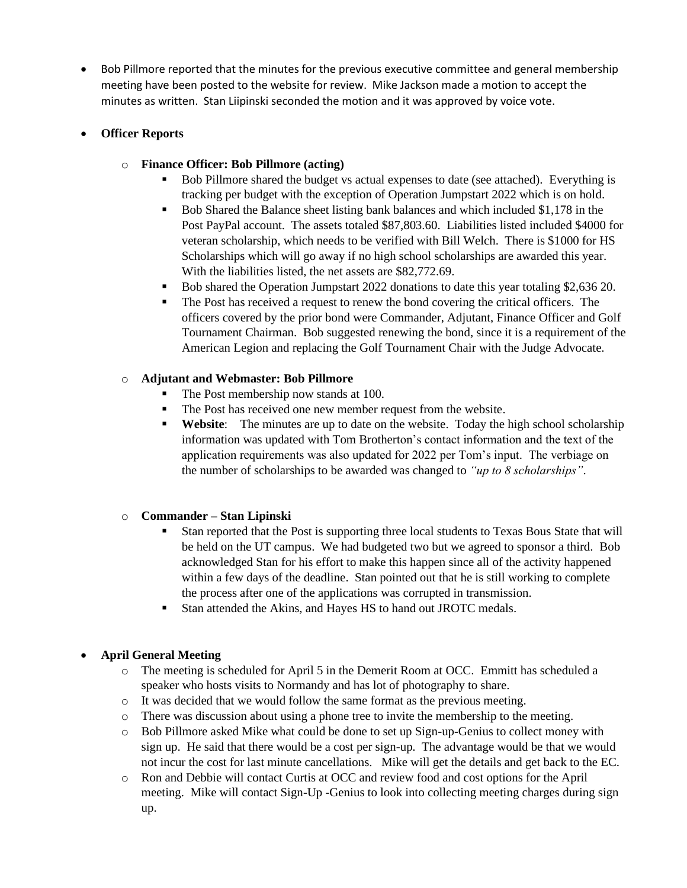- Bob Pillmore reported that the minutes for the previous executive committee and general membership meeting have been posted to the website for review. Mike Jackson made a motion to accept the minutes as written. Stan Liipinski seconded the motion and it was approved by voice vote.

- **Officer Reports**

  - **Finance Officer: Bob Pillmore (acting)**
    - Bob Pillmore shared the budget vs actual expenses to date (see attached). Everything is tracking per budget with the exception of Operation Jumpstart 2022 which is on hold.
    - Bob Shared the Balance sheet listing bank balances and which included $1,178 in the Post PayPal account. The assets totaled $87,803.60. Liabilities listed included $4000 for veteran scholarship, which needs to be verified with Bill Welch. There is $1000 for HS Scholarships which will go away if no high school scholarships are awarded this year. With the liabilities listed, the net assets are $82,772.69.
    - Bob shared the Operation Jumpstart 2022 donations to date this year totaling $2,636 20.
    - The Post has received a request to renew the bond covering the critical officers. The officers covered by the prior bond were Commander, Adjutant, Finance Officer and Golf Tournament Chairman. Bob suggested renewing the bond, since it is a requirement of the American Legion and replacing the Golf Tournament Chair with the Judge Advocate.

  - **Adjutant and Webmaster: Bob Pillmore**
    - The Post membership now stands at 100.
    - The Post has received one new member request from the website.
    - **Website**: The minutes are up to date on the website. Today the high school scholarship information was updated with Tom Brotherton's contact information and the text of the application requirements was also updated for 2022 per Tom's input. The verbiage on the number of scholarships to be awarded was changed to *"up to 8 scholarships"*.

  - **Commander – Stan Lipinski**
    - Stan reported that the Post is supporting three local students to Texas Bous State that will be held on the UT campus. We had budgeted two but we agreed to sponsor a third. Bob acknowledged Stan for his effort to make this happen since all of the activity happened within a few days of the deadline. Stan pointed out that he is still working to complete the process after one of the applications was corrupted in transmission.
    - Stan attended the Akins, and Hayes HS to hand out JROTC medals.

- **April General Meeting**
  - The meeting is scheduled for April 5 in the Demerit Room at OCC. Emmitt has scheduled a speaker who hosts visits to Normandy and has lot of photography to share.
  - It was decided that we would follow the same format as the previous meeting.
  - There was discussion about using a phone tree to invite the membership to the meeting.
  - Bob Pillmore asked Mike what could be done to set up Sign-up-Genius to collect money with sign up. He said that there would be a cost per sign-up. The advantage would be that we would not incur the cost for last minute cancellations. Mike will get the details and get back to the EC.
  - Ron and Debbie will contact Curtis at OCC and review food and cost options for the April meeting. Mike will contact Sign-Up -Genius to look into collecting meeting charges during sign up.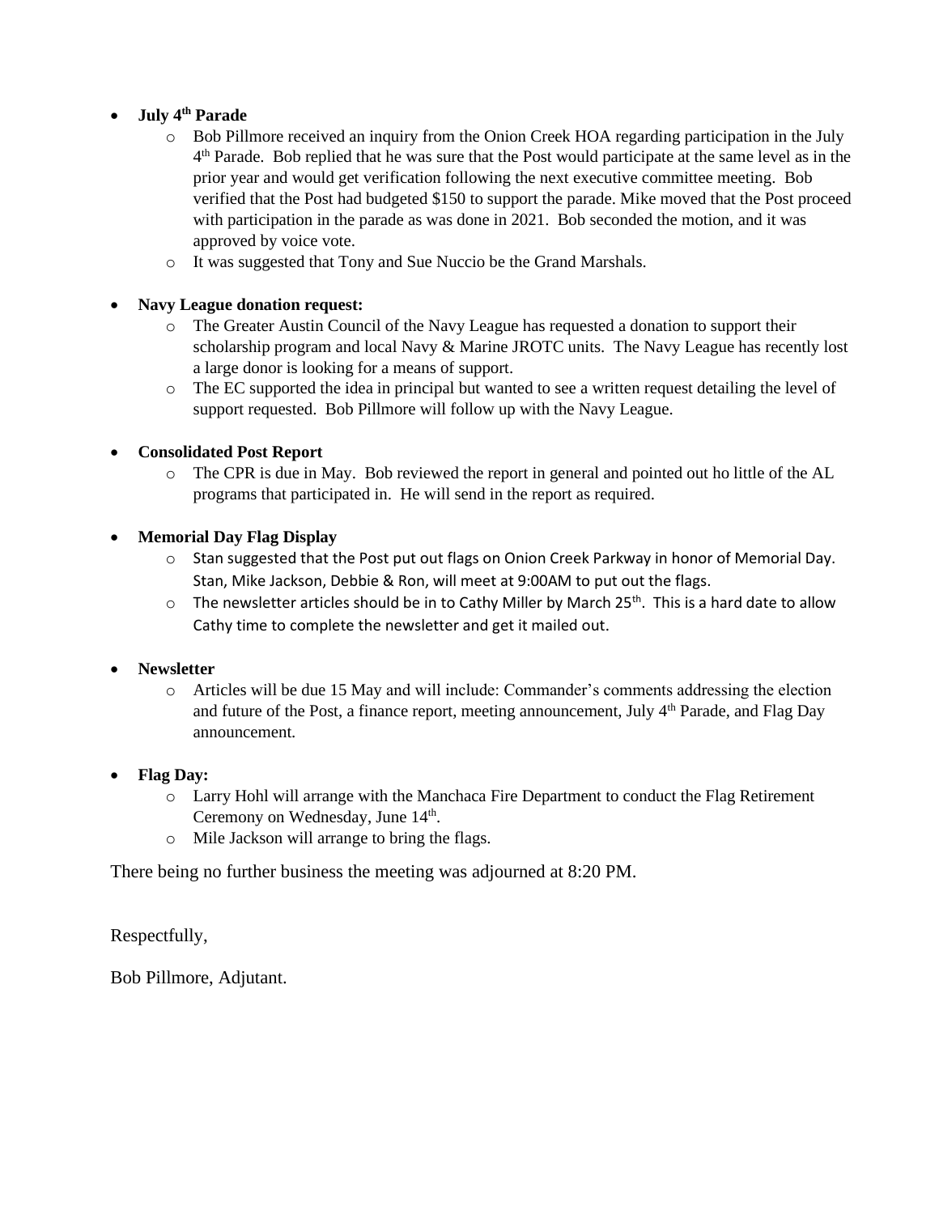- **July 4th Parade**
  - Bob Pillmore received an inquiry from the Onion Creek HOA regarding participation in the July 4th Parade. Bob replied that he was sure that the Post would participate at the same level as in the prior year and would get verification following the next executive committee meeting. Bob verified that the Post had budgeted $150 to support the parade. Mike moved that the Post proceed with participation in the parade as was done in 2021. Bob seconded the motion, and it was approved by voice vote.
  - It was suggested that Tony and Sue Nuccio be the Grand Marshals.

- **Navy League donation request:**
  - The Greater Austin Council of the Navy League has requested a donation to support their scholarship program and local Navy & Marine JROTC units. The Navy League has recently lost a large donor is looking for a means of support.
  - The EC supported the idea in principal but wanted to see a written request detailing the level of support requested. Bob Pillmore will follow up with the Navy League.

- **Consolidated Post Report**
  - The CPR is due in May. Bob reviewed the report in general and pointed out ho little of the AL programs that participated in. He will send in the report as required.

- **Memorial Day Flag Display**
  - Stan suggested that the Post put out flags on Onion Creek Parkway in honor of Memorial Day. Stan, Mike Jackson, Debbie & Ron, will meet at 9:00AM to put out the flags.
  - The newsletter articles should be in to Cathy Miller by March 25th. This is a hard date to allow Cathy time to complete the newsletter and get it mailed out.

- **Newsletter**
  - Articles will be due 15 May and will include: Commander's comments addressing the election and future of the Post, a finance report, meeting announcement, July 4th Parade, and Flag Day announcement.

- **Flag Day:**
  - Larry Hohl will arrange with the Manchaca Fire Department to conduct the Flag Retirement Ceremony on Wednesday, June 14th.
  - Mile Jackson will arrange to bring the flags.

There being no further business the meeting was adjourned at 8:20 PM.

Respectfully,

Bob Pillmore, Adjutant.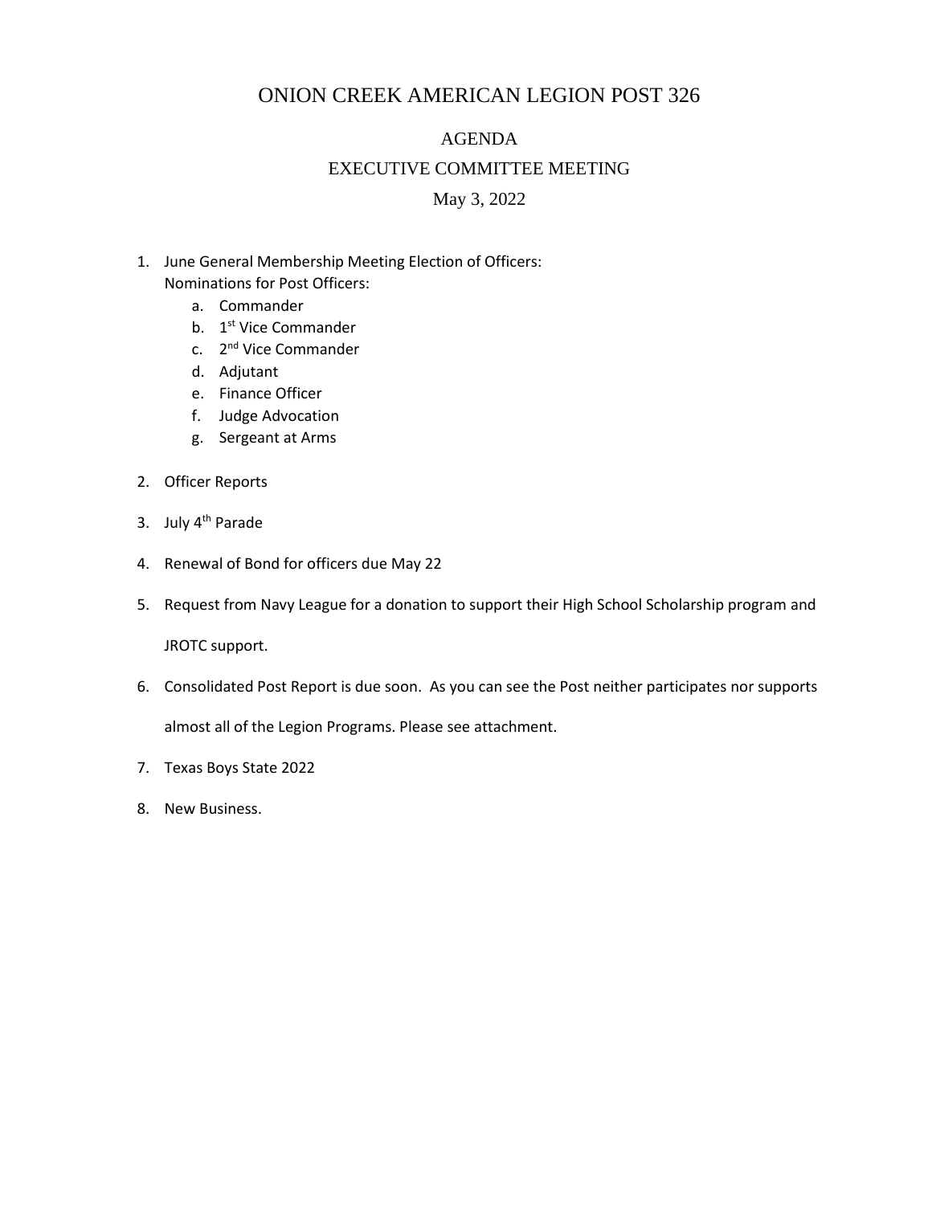# ONION CREEK AMERICAN LEGION POST 326

## AGENDA

## EXECUTIVE COMMITTEE MEETING

## May 3, 2022

1. June General Membership Meeting Election of Officers:
   Nominations for Post Officers:
   a. Commander
   b. 1st Vice Commander
   c. 2nd Vice Commander
   d. Adjutant
   e. Finance Officer
   f. Judge Advocation
   g. Sergeant at Arms
2. Officer Reports
3. July 4th Parade
4. Renewal of Bond for officers due May 22
5. Request from Navy League for a donation to support their High School Scholarship program and JROTC support.
6. Consolidated Post Report is due soon. As you can see the Post neither participates nor supports almost all of the Legion Programs. Please see attachment.
7. Texas Boys State 2022
8. New Business.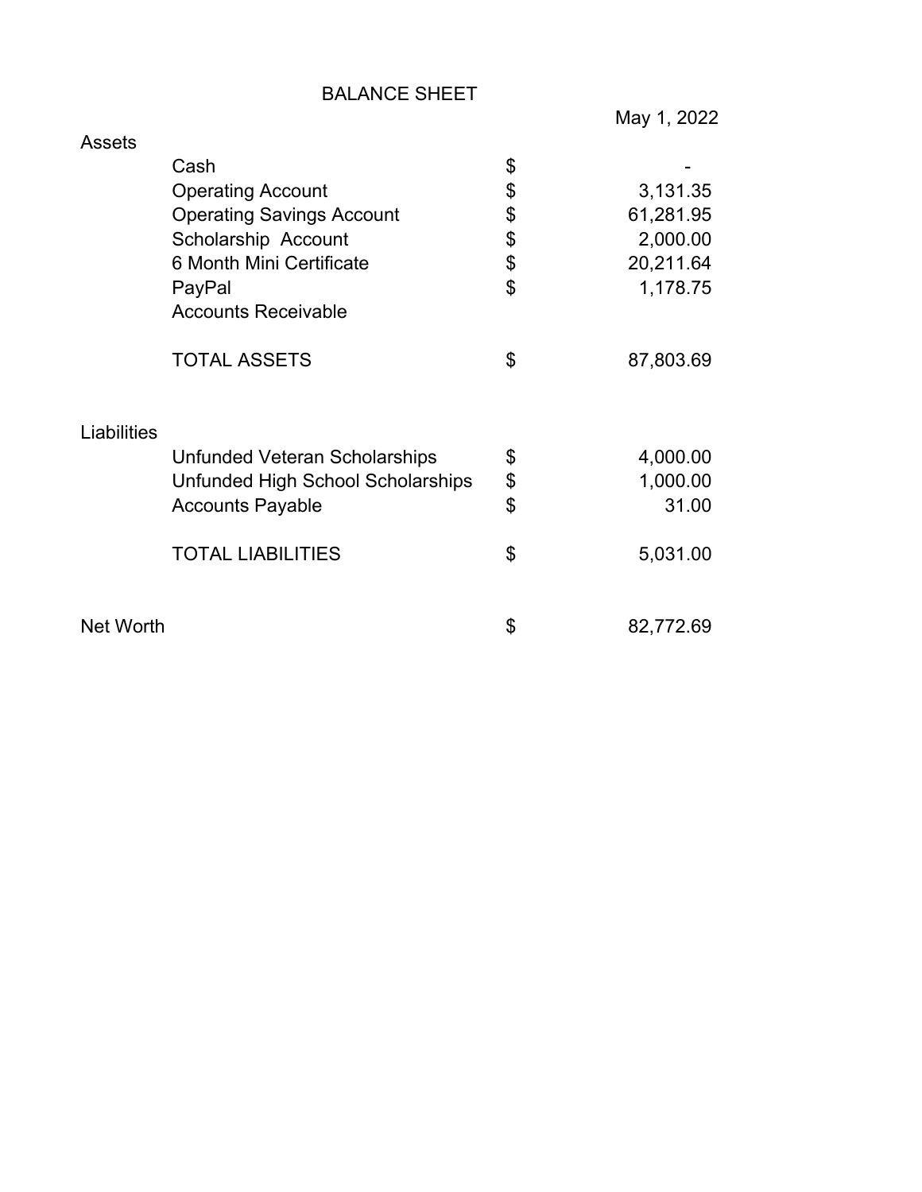# BALANCE SHEET

| | | | May 1, 2022 |
|---|---|---|---|
| **Assets** | | | |
| | Cash | $ | - |
| | Operating Account | $ | 3,131.35 |
| | Operating Savings Account | $ | 61,281.95 |
| | Scholarship Account | $ | 2,000.00 |
| | 6 Month Mini Certificate | $ | 20,211.64 |
| | PayPal | $ | 1,178.75 |
| | Accounts Receivable | | |
| | TOTAL ASSETS | $ | 87,803.69 |
| **Liabilities** | | | |
| | Unfunded Veteran Scholarships | $ | 4,000.00 |
| | Unfunded High School Scholarships | $ | 1,000.00 |
| | Accounts Payable | $ | 31.00 |
| | TOTAL LIABILITIES | $ | 5,031.00 |
| **Net Worth** | | $ | 82,772.69 |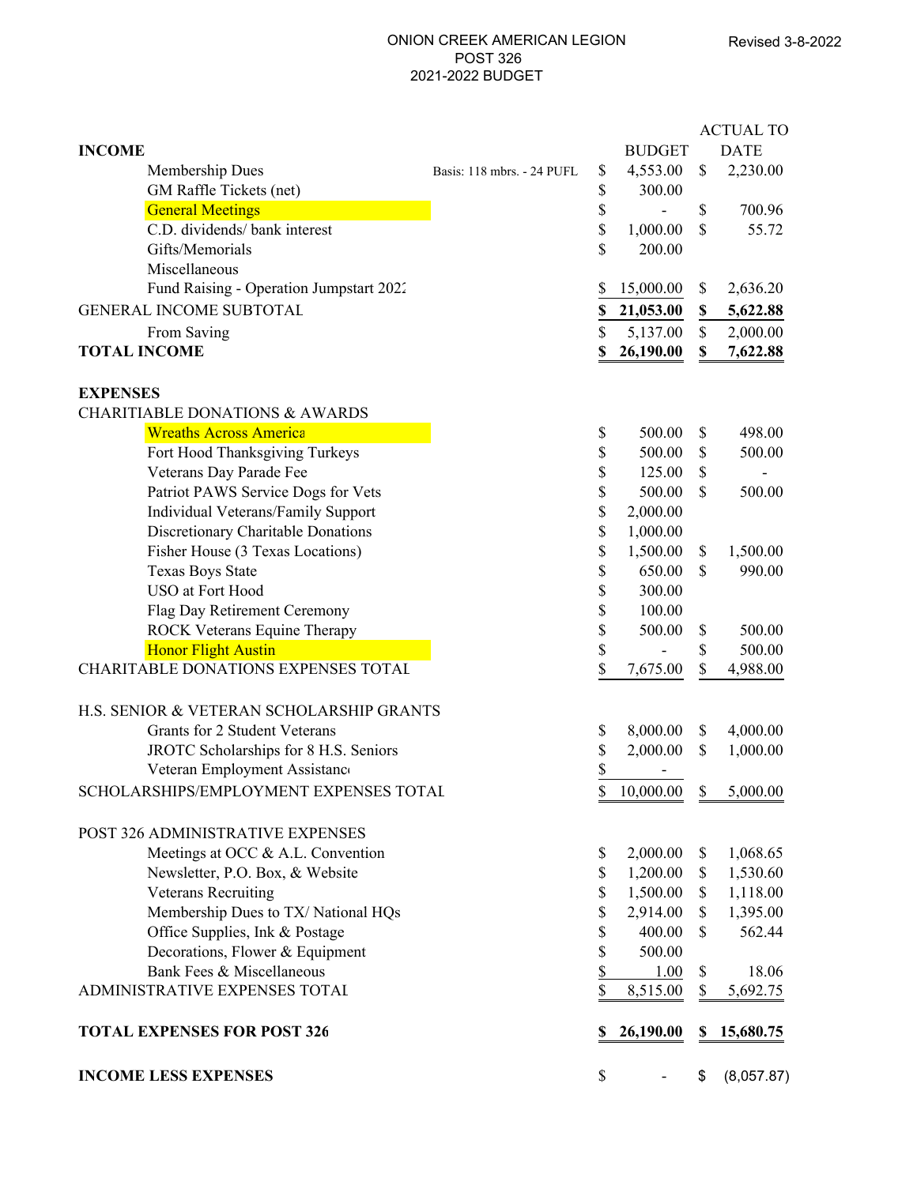ONION CREEK AMERICAN LEGION
POST 326
2021-2022 BUDGET

Revised 3-8-2022

| | | BUDGET | ACTUAL TO DATE |
|---|---|---|---|
| **INCOME** | | | |
| Membership Dues | Basis: 118 mbrs. - 24 PUFL | $ 4,553.00 | $ 2,230.00 |
| GM Raffle Tickets (net) | | $ 300.00 | |
| General Meetings | | $ - | $ 700.96 |
| C.D. dividends/ bank interest | | $ 1,000.00 | $ 55.72 |
| Gifts/Memorials | | $ 200.00 | |
| Miscellaneous | | | |
| Fund Raising - Operation Jumpstart 2022 | | $ 15,000.00 | $ 2,636.20 |
| GENERAL INCOME SUBTOTAL | | **$ 21,053.00** | **$ 5,622.88** |
| From Saving | | $ 5,137.00 | $ 2,000.00 |
| **TOTAL INCOME** | | **$ 26,190.00** | **$ 7,622.88** |
| | | | |
| **EXPENSES** | | | |
| CHARITIABLE DONATIONS & AWARDS | | | |
| Wreaths Across America | | $ 500.00 | $ 498.00 |
| Fort Hood Thanksgiving Turkeys | | $ 500.00 | $ 500.00 |
| Veterans Day Parade Fee | | $ 125.00 | $ - |
| Patriot PAWS Service Dogs for Vets | | $ 500.00 | $ 500.00 |
| Individual Veterans/Family Support | | $ 2,000.00 | |
| Discretionary Charitable Donations | | $ 1,000.00 | |
| Fisher House (3 Texas Locations) | | $ 1,500.00 | $ 1,500.00 |
| Texas Boys State | | $ 650.00 | $ 990.00 |
| USO at Fort Hood | | $ 300.00 | |
| Flag Day Retirement Ceremony | | $ 100.00 | |
| ROCK Veterans Equine Therapy | | $ 500.00 | $ 500.00 |
| Honor Flight Austin | | $ - | $ 500.00 |
| CHARITABLE DONATIONS EXPENSES TOTAL | | $ 7,675.00 | $ 4,988.00 |
| | | | |
| H.S. SENIOR & VETERAN SCHOLARSHIP GRANTS | | | |
| Grants for 2 Student Veterans | | $ 8,000.00 | $ 4,000.00 |
| JROTC Scholarships for 8 H.S. Seniors | | $ 2,000.00 | $ 1,000.00 |
| Veteran Employment Assistance | | $ - | |
| SCHOLARSHIPS/EMPLOYMENT EXPENSES TOTAL | | $ 10,000.00 | $ 5,000.00 |
| | | | |
| POST 326 ADMINISTRATIVE EXPENSES | | | |
| Meetings at OCC & A.L. Convention | | $ 2,000.00 | $ 1,068.65 |
| Newsletter, P.O. Box, & Website | | $ 1,200.00 | $ 1,530.60 |
| Veterans Recruiting | | $ 1,500.00 | $ 1,118.00 |
| Membership Dues to TX/ National HQs | | $ 2,914.00 | $ 1,395.00 |
| Office Supplies, Ink & Postage | | $ 400.00 | $ 562.44 |
| Decorations, Flower & Equipment | | $ 500.00 | |
| Bank Fees & Miscellaneous | | $ 1.00 | $ 18.06 |
| ADMINISTRATIVE EXPENSES TOTAL | | $ 8,515.00 | $ 5,692.75 |
| | | | |
| **TOTAL EXPENSES FOR POST 326** | | **$ 26,190.00** | **$ 15,680.75** |
| | | | |
| **INCOME LESS EXPENSES** | | $ - | $ (8,057.87) |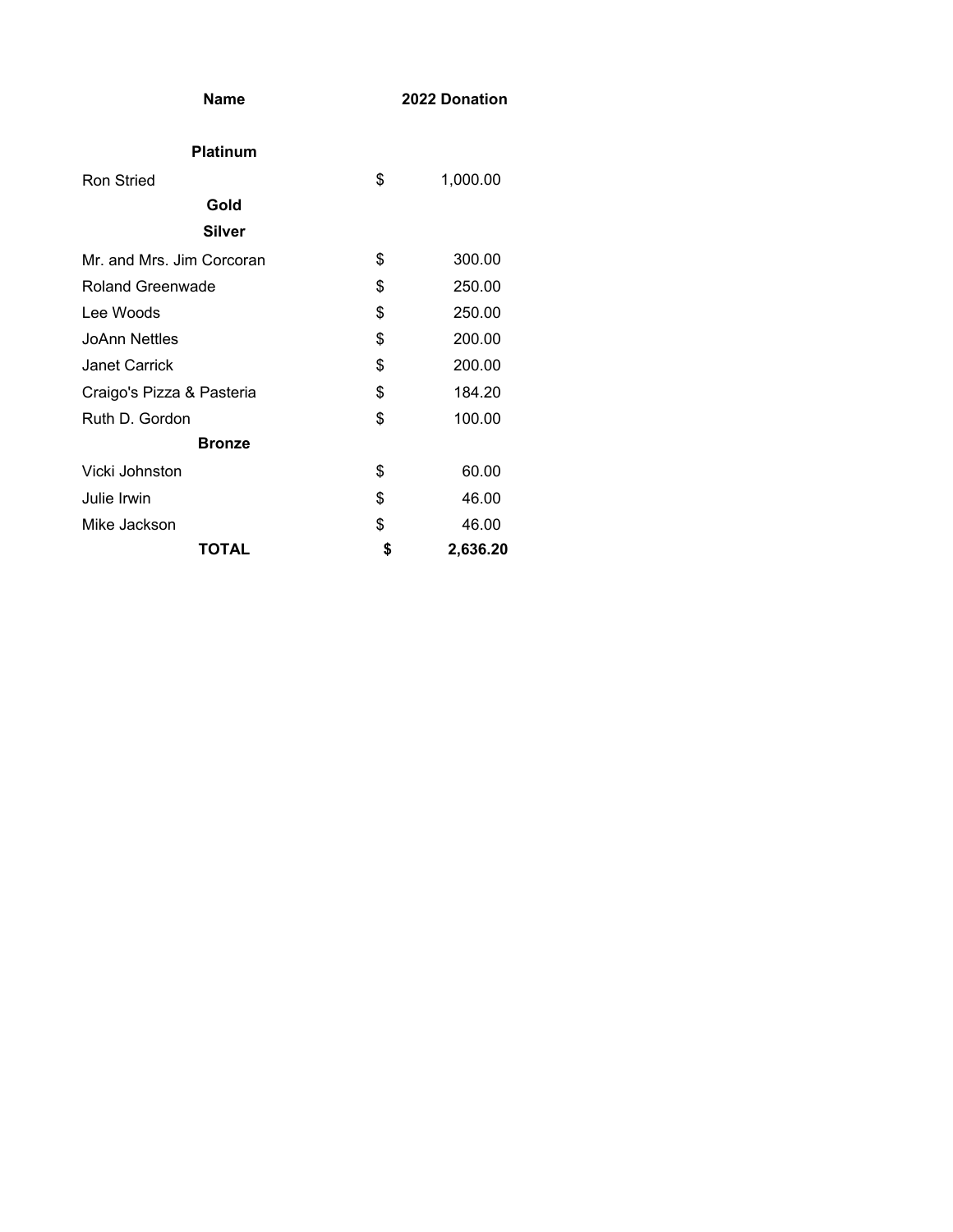| **Name** | | **2022 Donation** |
|---|---|---|
| **Platinum** | | |
| Ron Stried | $ | 1,000.00 |
| **Gold** | | |
| **Silver** | | |
| Mr. and Mrs. Jim Corcoran | $ | 300.00 |
| Roland Greenwade | $ | 250.00 |
| Lee Woods | $ | 250.00 |
| JoAnn Nettles | $ | 200.00 |
| Janet Carrick | $ | 200.00 |
| Craigo's Pizza & Pasteria | $ | 184.20 |
| Ruth D. Gordon | $ | 100.00 |
| **Bronze** | | |
| Vicki Johnston | $ | 60.00 |
| Julie Irwin | $ | 46.00 |
| Mike Jackson | $ | 46.00 |
| **TOTAL** | **$** | **2,636.20** |